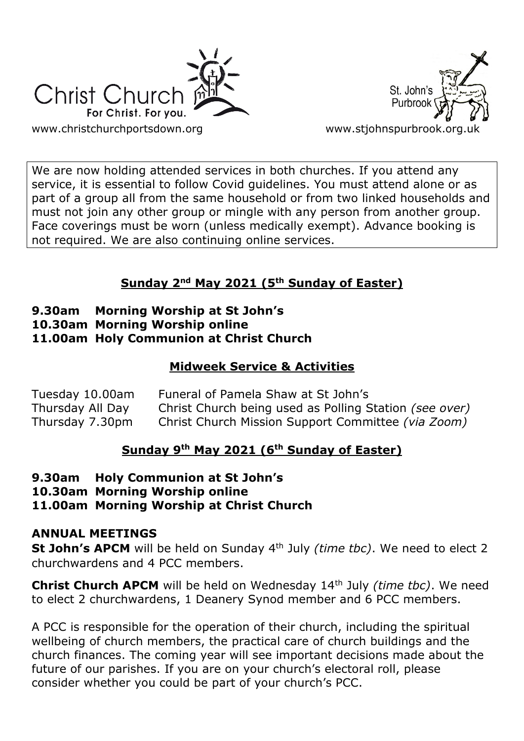Christ Church
For Christ. For you.

www.christchurchportsdown.org

St. John's Purbrook

www.stjohnspurbrook.org.uk

We are now holding attended services in both churches. If you attend any service, it is essential to follow Covid guidelines. You must attend alone or as part of a group all from the same household or from two linked households and must not join any other group or mingle with any person from another group. Face coverings must be worn (unless medically exempt). Advance booking is not required. We are also continuing online services.

## Sunday 2nd May 2021 (5th Sunday of Easter)

**9.30am Morning Worship at St John's**
**10.30am Morning Worship online**
**11.00am Holy Communion at Christ Church**

## Midweek Service & Activities

| | |
|---|---|
| Tuesday 10.00am | Funeral of Pamela Shaw at St John's |
| Thursday All Day | Christ Church being used as Polling Station *(see over)* |
| Thursday 7.30pm | Christ Church Mission Support Committee *(via Zoom)* |

## Sunday 9th May 2021 (6th Sunday of Easter)

**9.30am Holy Communion at St John's**
**10.30am Morning Worship online**
**11.00am Morning Worship at Christ Church**

### ANNUAL MEETINGS

**St John's APCM** will be held on Sunday 4th July *(time tbc)*. We need to elect 2 churchwardens and 4 PCC members.

**Christ Church APCM** will be held on Wednesday 14th July *(time tbc)*. We need to elect 2 churchwardens, 1 Deanery Synod member and 6 PCC members.

A PCC is responsible for the operation of their church, including the spiritual wellbeing of church members, the practical care of church buildings and the church finances. The coming year will see important decisions made about the future of our parishes. If you are on your church's electoral roll, please consider whether you could be part of your church's PCC.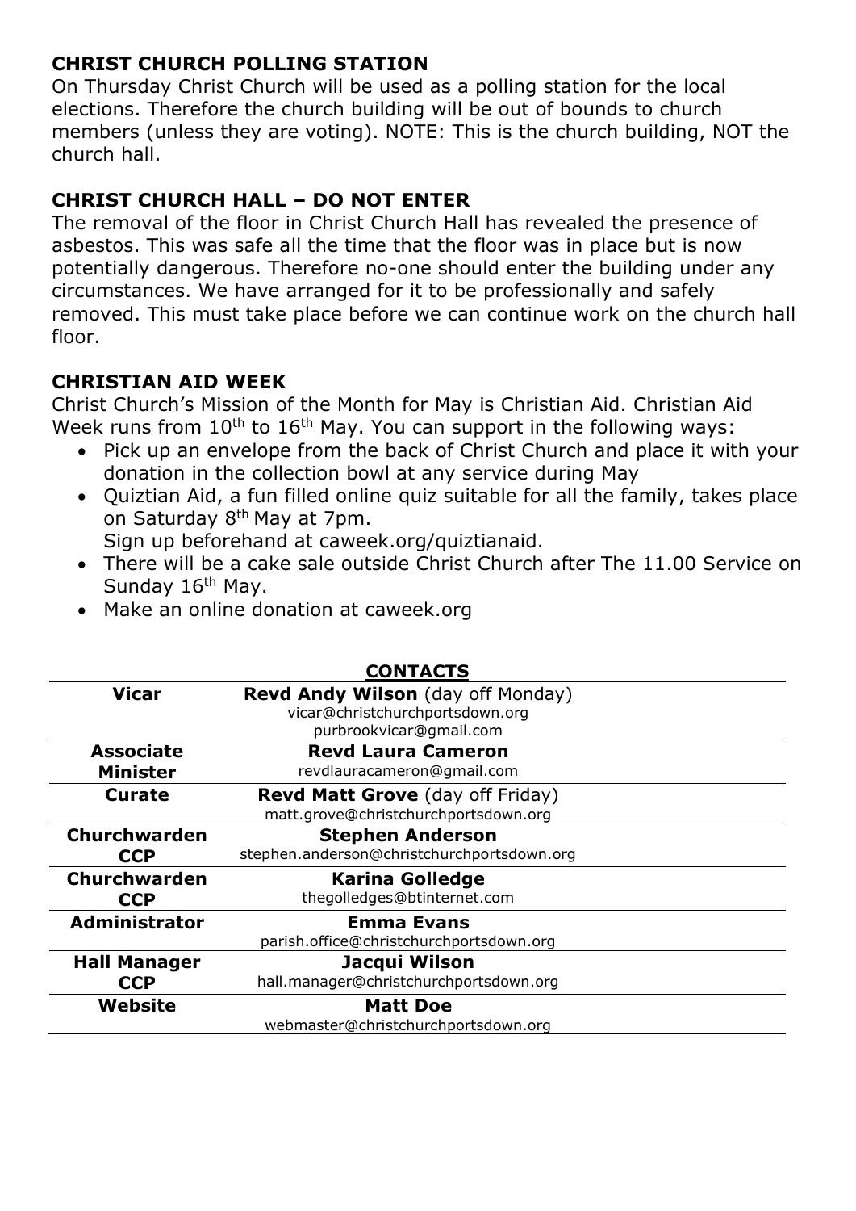## CHRIST CHURCH POLLING STATION

On Thursday Christ Church will be used as a polling station for the local elections. Therefore the church building will be out of bounds to church members (unless they are voting). NOTE: This is the church building, NOT the church hall.

## CHRIST CHURCH HALL – DO NOT ENTER

The removal of the floor in Christ Church Hall has revealed the presence of asbestos. This was safe all the time that the floor was in place but is now potentially dangerous. Therefore no-one should enter the building under any circumstances. We have arranged for it to be professionally and safely removed. This must take place before we can continue work on the church hall floor.

## CHRISTIAN AID WEEK

Christ Church's Mission of the Month for May is Christian Aid. Christian Aid Week runs from 10th to 16th May. You can support in the following ways:

- Pick up an envelope from the back of Christ Church and place it with your donation in the collection bowl at any service during May
- Quiztian Aid, a fun filled online quiz suitable for all the family, takes place on Saturday 8th May at 7pm.
  Sign up beforehand at caweek.org/quiztianaid.
- There will be a cake sale outside Christ Church after The 11.00 Service on Sunday 16th May.
- Make an online donation at caweek.org

## CONTACTS

| | |
|---|---|
| **Vicar** | **Revd Andy Wilson** (day off Monday)<br>vicar@christchurchportsdown.org<br>purbrookvicar@gmail.com |
| **Associate Minister** | **Revd Laura Cameron**<br>revdlauracameron@gmail.com |
| **Curate** | **Revd Matt Grove** (day off Friday)<br>matt.grove@christchurchportsdown.org |
| **Churchwarden CCP** | **Stephen Anderson**<br>stephen.anderson@christchurchportsdown.org |
| **Churchwarden CCP** | **Karina Golledge**<br>thegolledges@btinternet.com |
| **Administrator** | **Emma Evans**<br>parish.office@christchurchportsdown.org |
| **Hall Manager CCP** | **Jacqui Wilson**<br>hall.manager@christchurchportsdown.org |
| **Website** | **Matt Doe**<br>webmaster@christchurchportsdown.org |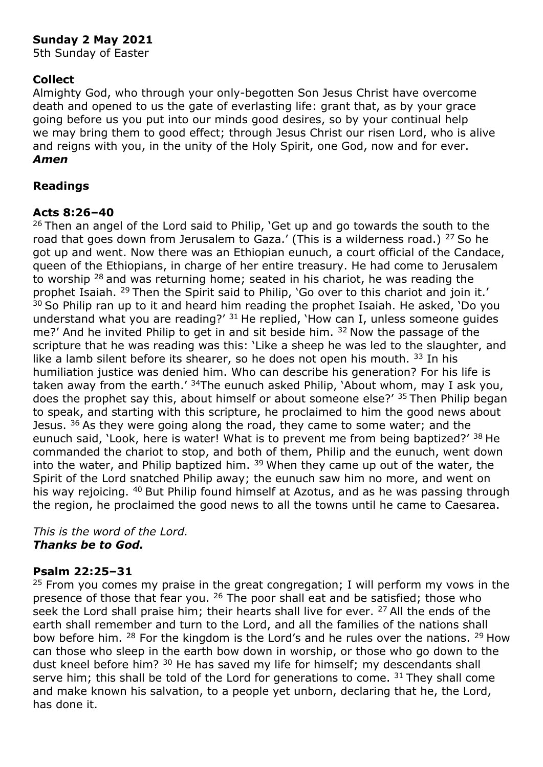**Sunday 2 May 2021**
5th Sunday of Easter

**Collect**
Almighty God, who through your only-begotten Son Jesus Christ have overcome death and opened to us the gate of everlasting life: grant that, as by your grace going before us you put into our minds good desires, so by your continual help we may bring them to good effect; through Jesus Christ our risen Lord, who is alive and reigns with you, in the unity of the Holy Spirit, one God, now and for ever.
***Amen***

**Readings**

**Acts 8:26–40**
[26] Then an angel of the Lord said to Philip, 'Get up and go towards the south to the road that goes down from Jerusalem to Gaza.' (This is a wilderness road.) [27] So he got up and went. Now there was an Ethiopian eunuch, a court official of the Candace, queen of the Ethiopians, in charge of her entire treasury. He had come to Jerusalem to worship [28] and was returning home; seated in his chariot, he was reading the prophet Isaiah. [29] Then the Spirit said to Philip, 'Go over to this chariot and join it.' [30] So Philip ran up to it and heard him reading the prophet Isaiah. He asked, 'Do you understand what you are reading?' [31] He replied, 'How can I, unless someone guides me?' And he invited Philip to get in and sit beside him. [32] Now the passage of the scripture that he was reading was this: 'Like a sheep he was led to the slaughter, and like a lamb silent before its shearer, so he does not open his mouth. [33] In his humiliation justice was denied him. Who can describe his generation? For his life is taken away from the earth.' [34]The eunuch asked Philip, 'About whom, may I ask you, does the prophet say this, about himself or about someone else?' [35] Then Philip began to speak, and starting with this scripture, he proclaimed to him the good news about Jesus. [36] As they were going along the road, they came to some water; and the eunuch said, 'Look, here is water! What is to prevent me from being baptized?' [38] He commanded the chariot to stop, and both of them, Philip and the eunuch, went down into the water, and Philip baptized him. [39] When they came up out of the water, the Spirit of the Lord snatched Philip away; the eunuch saw him no more, and went on his way rejoicing. [40] But Philip found himself at Azotus, and as he was passing through the region, he proclaimed the good news to all the towns until he came to Caesarea.

*This is the word of the Lord.*
***Thanks be to God.***

**Psalm 22:25–31**
[25] From you comes my praise in the great congregation; I will perform my vows in the presence of those that fear you. [26] The poor shall eat and be satisfied; those who seek the Lord shall praise him; their hearts shall live for ever. [27] All the ends of the earth shall remember and turn to the Lord, and all the families of the nations shall bow before him. [28] For the kingdom is the Lord's and he rules over the nations. [29] How can those who sleep in the earth bow down in worship, or those who go down to the dust kneel before him? [30] He has saved my life for himself; my descendants shall serve him; this shall be told of the Lord for generations to come. [31] They shall come and make known his salvation, to a people yet unborn, declaring that he, the Lord, has done it.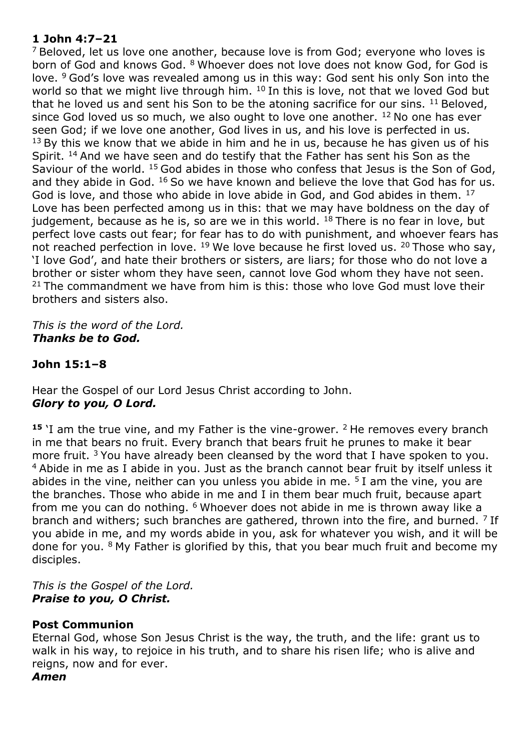**1 John 4:7–21**

[7] Beloved, let us love one another, because love is from God; everyone who loves is born of God and knows God. [8] Whoever does not love does not know God, for God is love. [9] God's love was revealed among us in this way: God sent his only Son into the world so that we might live through him. [10] In this is love, not that we loved God but that he loved us and sent his Son to be the atoning sacrifice for our sins. [11] Beloved, since God loved us so much, we also ought to love one another. [12] No one has ever seen God; if we love one another, God lives in us, and his love is perfected in us. [13] By this we know that we abide in him and he in us, because he has given us of his Spirit. [14] And we have seen and do testify that the Father has sent his Son as the Saviour of the world. [15] God abides in those who confess that Jesus is the Son of God, and they abide in God. [16] So we have known and believe the love that God has for us. God is love, and those who abide in love abide in God, and God abides in them. [17] Love has been perfected among us in this: that we may have boldness on the day of judgement, because as he is, so are we in this world. [18] There is no fear in love, but perfect love casts out fear; for fear has to do with punishment, and whoever fears has not reached perfection in love. [19] We love because he first loved us. [20] Those who say, 'I love God', and hate their brothers or sisters, are liars; for those who do not love a brother or sister whom they have seen, cannot love God whom they have not seen. [21] The commandment we have from him is this: those who love God must love their brothers and sisters also.

*This is the word of the Lord.*
***Thanks be to God.***

**John 15:1–8**

Hear the Gospel of our Lord Jesus Christ according to John.
***Glory to you, O Lord.***

**15** 'I am the true vine, and my Father is the vine-grower. [2] He removes every branch in me that bears no fruit. Every branch that bears fruit he prunes to make it bear more fruit. [3] You have already been cleansed by the word that I have spoken to you. [4] Abide in me as I abide in you. Just as the branch cannot bear fruit by itself unless it abides in the vine, neither can you unless you abide in me. [5] I am the vine, you are the branches. Those who abide in me and I in them bear much fruit, because apart from me you can do nothing. [6] Whoever does not abide in me is thrown away like a branch and withers; such branches are gathered, thrown into the fire, and burned. [7] If you abide in me, and my words abide in you, ask for whatever you wish, and it will be done for you. [8] My Father is glorified by this, that you bear much fruit and become my disciples.

*This is the Gospel of the Lord.*
***Praise to you, O Christ.***

**Post Communion**

Eternal God, whose Son Jesus Christ is the way, the truth, and the life: grant us to walk in his way, to rejoice in his truth, and to share his risen life; who is alive and reigns, now and for ever.
***Amen***